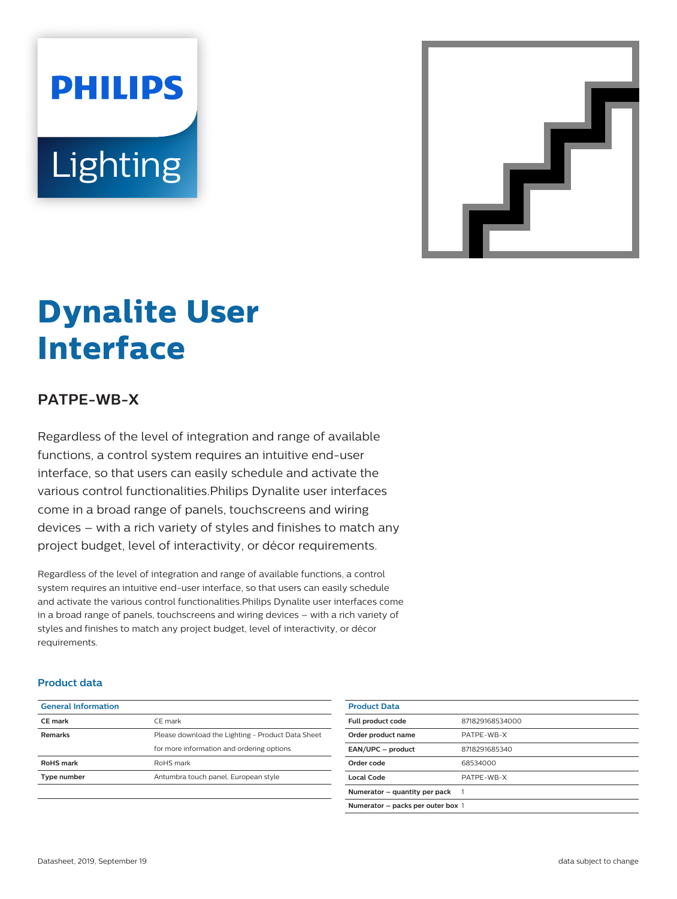PHILIPS

Lighting

# Dynalite User Interface

## PATPE-WB-X

Regardless of the level of integration and range of available functions, a control system requires an intuitive end-user interface, so that users can easily schedule and activate the various control functionalities.Philips Dynalite user interfaces come in a broad range of panels, touchscreens and wiring devices – with a rich variety of styles and finishes to match any project budget, level of interactivity, or décor requirements.

Regardless of the level of integration and range of available functions, a control system requires an intuitive end-user interface, so that users can easily schedule and activate the various control functionalities.Philips Dynalite user interfaces come in a broad range of panels, touchscreens and wiring devices – with a rich variety of styles and finishes to match any project budget, level of interactivity, or décor requirements.

### Product data

| General Information | |
|---|---|
| **CE mark** | CE mark |
| **Remarks** | Please download the Lighting - Product Data Sheet for more information and ordering options |
| **RoHS mark** | RoHS mark |
| **Type number** | Antumbra touch panel, European style |

| Product Data | |
|---|---|
| **Full product code** | 871829168534000 |
| **Order product name** | PATPE-WB-X |
| **EAN/UPC – product** | 8718291685340 |
| **Order code** | 68534000 |
| **Local Code** | PATPE-WB-X |
| **Numerator – quantity per pack** | 1 |
| **Numerator – packs per outer box** | 1 |

Datasheet, 2019, September 19

data subject to change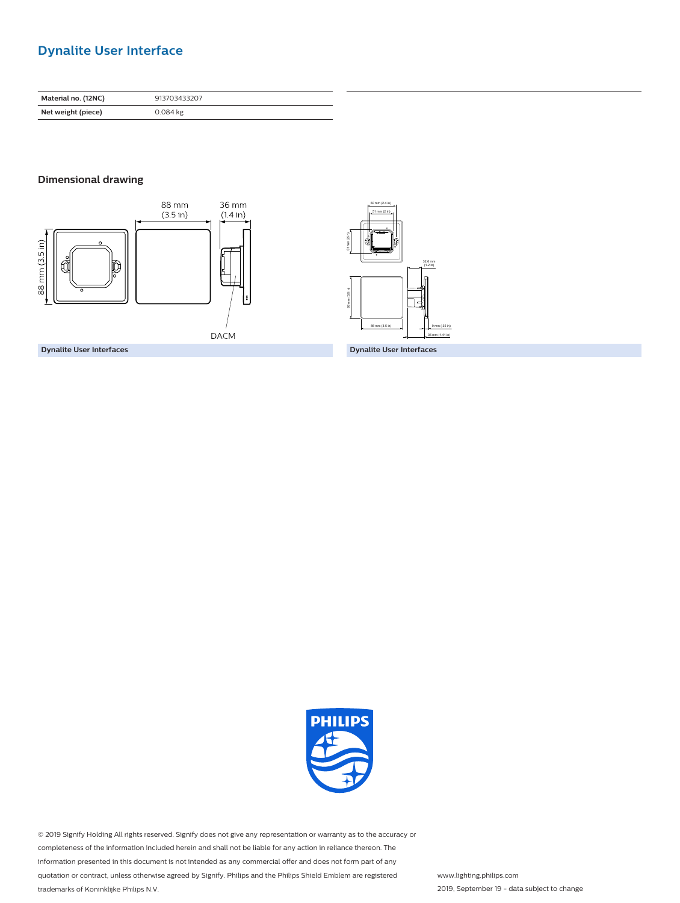## Dynalite User Interface

| | |
|---|---|
| **Material no. (12NC)** | 913703433207 |
| **Net weight (piece)** | 0.084 kg |

### Dimensional drawing

88 mm (3.5 in)

88 mm (3.5 in)

36 mm (1.4 in)

DACM

**Dynalite User Interfaces**

60 mm (2.4 in)

51 mm (2 in)

51 mm (2 in)

32.6 mm (1.2 in)

88 mm (3.5 in)

88 mm (3.5 in)

9 mm (.35 in)

36 mm (1.41 in)

**Dynalite User Interfaces**

© 2019 Signify Holding All rights reserved. Signify does not give any representation or warranty as to the accuracy or completeness of the information included herein and shall not be liable for any action in reliance thereon. The information presented in this document is not intended as any commercial offer and does not form part of any quotation or contract, unless otherwise agreed by Signify. Philips and the Philips Shield Emblem are registered trademarks of Koninklijke Philips N.V.

www.lighting.philips.com

2019, September 19 - data subject to change